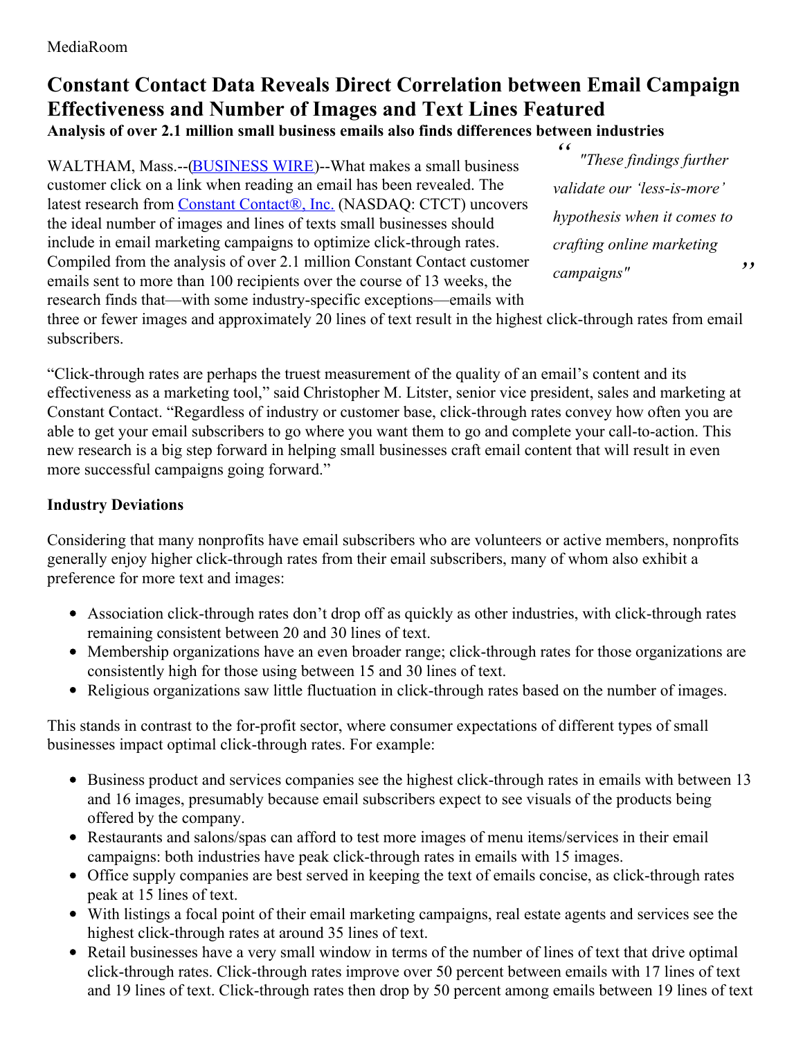MediaRoom

# Constant Contact Data Reveals Direct Correlation between Email Campaign Effectiveness and Number of Images and Text Lines Featured

**Analysis of over 2.1 million small business emails also finds differences between industries**

> *"These findings further validate our 'less-is-more' hypothesis when it comes to crafting online marketing campaigns"*

WALTHAM, Mass.--([BUSINESS WIRE](http://www.businesswire.com))--What makes a small business customer click on a link when reading an email has been revealed. The latest research from [Constant Contact®, Inc.](http://www.constantcontact.com) (NASDAQ: CTCT) uncovers the ideal number of images and lines of texts small businesses should include in email marketing campaigns to optimize click-through rates. Compiled from the analysis of over 2.1 million Constant Contact customer emails sent to more than 100 recipients over the course of 13 weeks, the research finds that—with some industry-specific exceptions—emails with three or fewer images and approximately 20 lines of text result in the highest click-through rates from email subscribers.

"Click-through rates are perhaps the truest measurement of the quality of an email's content and its effectiveness as a marketing tool," said Christopher M. Litster, senior vice president, sales and marketing at Constant Contact. "Regardless of industry or customer base, click-through rates convey how often you are able to get your email subscribers to go where you want them to go and complete your call-to-action. This new research is a big step forward in helping small businesses craft email content that will result in even more successful campaigns going forward."

**Industry Deviations**

Considering that many nonprofits have email subscribers who are volunteers or active members, nonprofits generally enjoy higher click-through rates from their email subscribers, many of whom also exhibit a preference for more text and images:

- Association click-through rates don't drop off as quickly as other industries, with click-through rates remaining consistent between 20 and 30 lines of text.
- Membership organizations have an even broader range; click-through rates for those organizations are consistently high for those using between 15 and 30 lines of text.
- Religious organizations saw little fluctuation in click-through rates based on the number of images.

This stands in contrast to the for-profit sector, where consumer expectations of different types of small businesses impact optimal click-through rates. For example:

- Business product and services companies see the highest click-through rates in emails with between 13 and 16 images, presumably because email subscribers expect to see visuals of the products being offered by the company.
- Restaurants and salons/spas can afford to test more images of menu items/services in their email campaigns: both industries have peak click-through rates in emails with 15 images.
- Office supply companies are best served in keeping the text of emails concise, as click-through rates peak at 15 lines of text.
- With listings a focal point of their email marketing campaigns, real estate agents and services see the highest click-through rates at around 35 lines of text.
- Retail businesses have a very small window in terms of the number of lines of text that drive optimal click-through rates. Click-through rates improve over 50 percent between emails with 17 lines of text and 19 lines of text. Click-through rates then drop by 50 percent among emails between 19 lines of text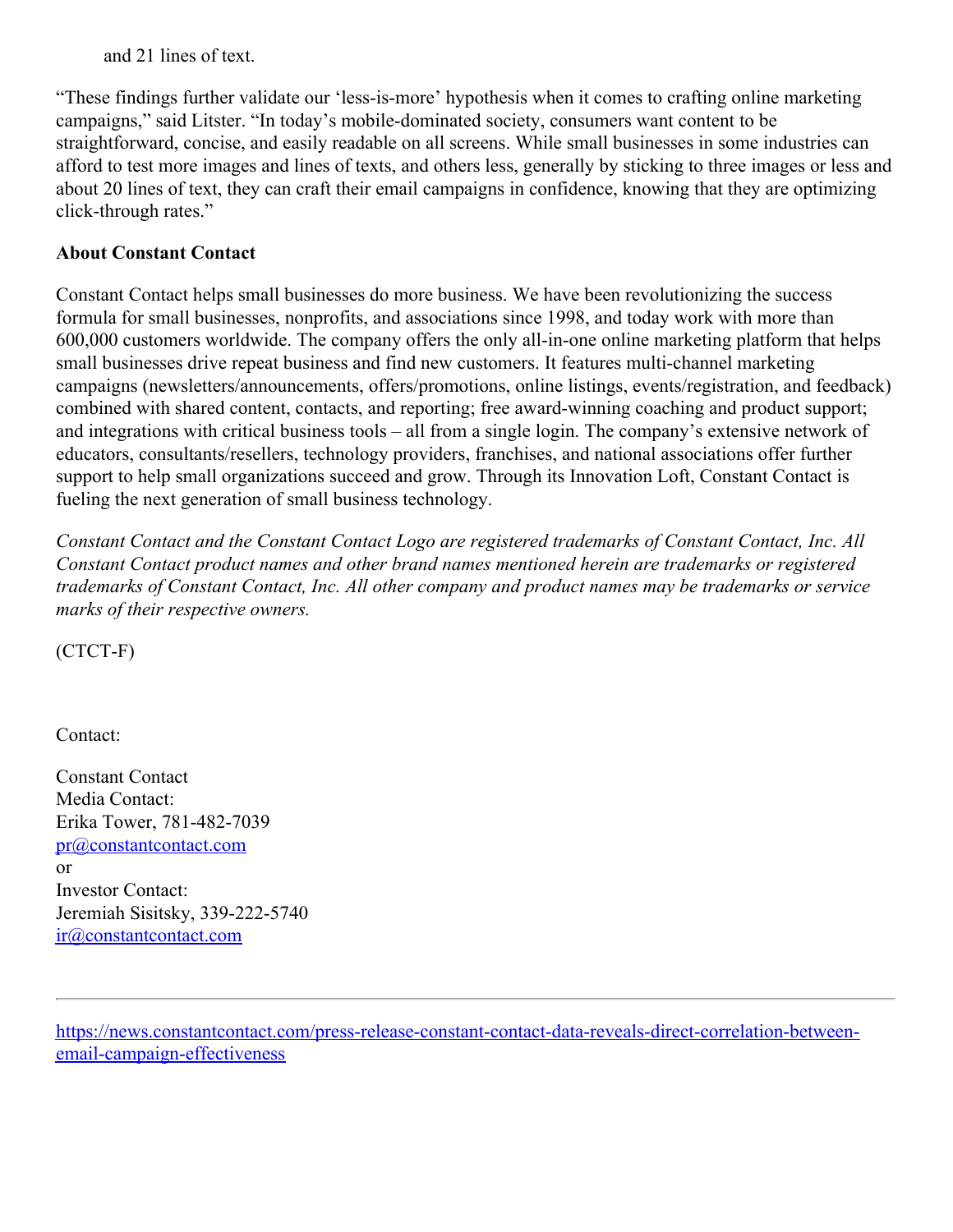and 21 lines of text.

"These findings further validate our 'less-is-more' hypothesis when it comes to crafting online marketing campaigns," said Litster. "In today's mobile-dominated society, consumers want content to be straightforward, concise, and easily readable on all screens. While small businesses in some industries can afford to test more images and lines of texts, and others less, generally by sticking to three images or less and about 20 lines of text, they can craft their email campaigns in confidence, knowing that they are optimizing click-through rates."

**About Constant Contact**

Constant Contact helps small businesses do more business. We have been revolutionizing the success formula for small businesses, nonprofits, and associations since 1998, and today work with more than 600,000 customers worldwide. The company offers the only all-in-one online marketing platform that helps small businesses drive repeat business and find new customers. It features multi-channel marketing campaigns (newsletters/announcements, offers/promotions, online listings, events/registration, and feedback) combined with shared content, contacts, and reporting; free award-winning coaching and product support; and integrations with critical business tools – all from a single login. The company's extensive network of educators, consultants/resellers, technology providers, franchises, and national associations offer further support to help small organizations succeed and grow. Through its Innovation Loft, Constant Contact is fueling the next generation of small business technology.

*Constant Contact and the Constant Contact Logo are registered trademarks of Constant Contact, Inc. All Constant Contact product names and other brand names mentioned herein are trademarks or registered trademarks of Constant Contact, Inc. All other company and product names may be trademarks or service marks of their respective owners.*

(CTCT-F)

Contact:

Constant Contact
Media Contact:
Erika Tower, 781-482-7039
pr@constantcontact.com
or
Investor Contact:
Jeremiah Sisitsky, 339-222-5740
ir@constantcontact.com

---

https://news.constantcontact.com/press-release-constant-contact-data-reveals-direct-correlation-between-email-campaign-effectiveness